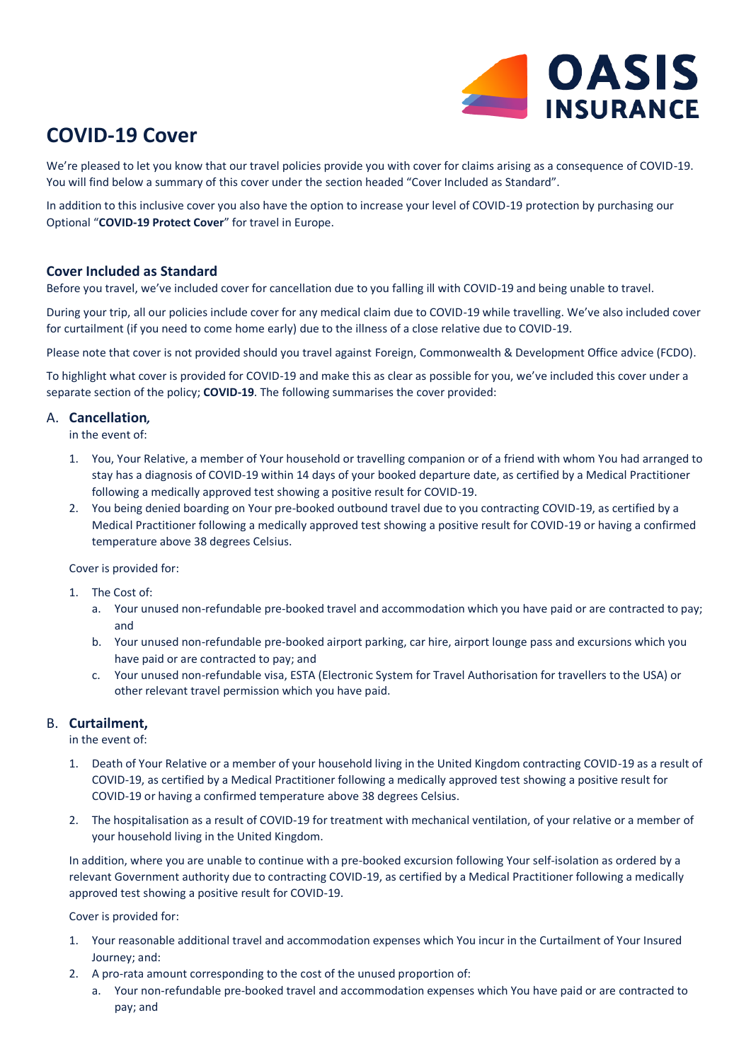OASIS INSURANCE

# COVID-19 Cover

We're pleased to let you know that our travel policies provide you with cover for claims arising as a consequence of COVID-19. You will find below a summary of this cover under the section headed "Cover Included as Standard".

In addition to this inclusive cover you also have the option to increase your level of COVID-19 protection by purchasing our Optional "**COVID-19 Protect Cover**" for travel in Europe.

## Cover Included as Standard

Before you travel, we've included cover for cancellation due to you falling ill with COVID-19 and being unable to travel.

During your trip, all our policies include cover for any medical claim due to COVID-19 while travelling. We've also included cover for curtailment (if you need to come home early) due to the illness of a close relative due to COVID-19.

Please note that cover is not provided should you travel against Foreign, Commonwealth & Development Office advice (FCDO).

To highlight what cover is provided for COVID-19 and make this as clear as possible for you, we've included this cover under a separate section of the policy; **COVID-19**. The following summarises the cover provided:

### A. **Cancellation,**

in the event of:

1. You, Your Relative, a member of Your household or travelling companion or of a friend with whom You had arranged to stay has a diagnosis of COVID-19 within 14 days of your booked departure date, as certified by a Medical Practitioner following a medically approved test showing a positive result for COVID-19.
2. You being denied boarding on Your pre-booked outbound travel due to you contracting COVID-19, as certified by a Medical Practitioner following a medically approved test showing a positive result for COVID-19 or having a confirmed temperature above 38 degrees Celsius.

Cover is provided for:

1. The Cost of:
   a. Your unused non-refundable pre-booked travel and accommodation which you have paid or are contracted to pay; and
   b. Your unused non-refundable pre-booked airport parking, car hire, airport lounge pass and excursions which you have paid or are contracted to pay; and
   c. Your unused non-refundable visa, ESTA (Electronic System for Travel Authorisation for travellers to the USA) or other relevant travel permission which you have paid.

### B. **Curtailment,**

in the event of:

1. Death of Your Relative or a member of your household living in the United Kingdom contracting COVID-19 as a result of COVID-19, as certified by a Medical Practitioner following a medically approved test showing a positive result for COVID-19 or having a confirmed temperature above 38 degrees Celsius.
2. The hospitalisation as a result of COVID-19 for treatment with mechanical ventilation, of your relative or a member of your household living in the United Kingdom.

In addition, where you are unable to continue with a pre-booked excursion following Your self-isolation as ordered by a relevant Government authority due to contracting COVID-19, as certified by a Medical Practitioner following a medically approved test showing a positive result for COVID-19.

Cover is provided for:

1. Your reasonable additional travel and accommodation expenses which You incur in the Curtailment of Your Insured Journey; and:
2. A pro-rata amount corresponding to the cost of the unused proportion of:
   a. Your non-refundable pre-booked travel and accommodation expenses which You have paid or are contracted to pay; and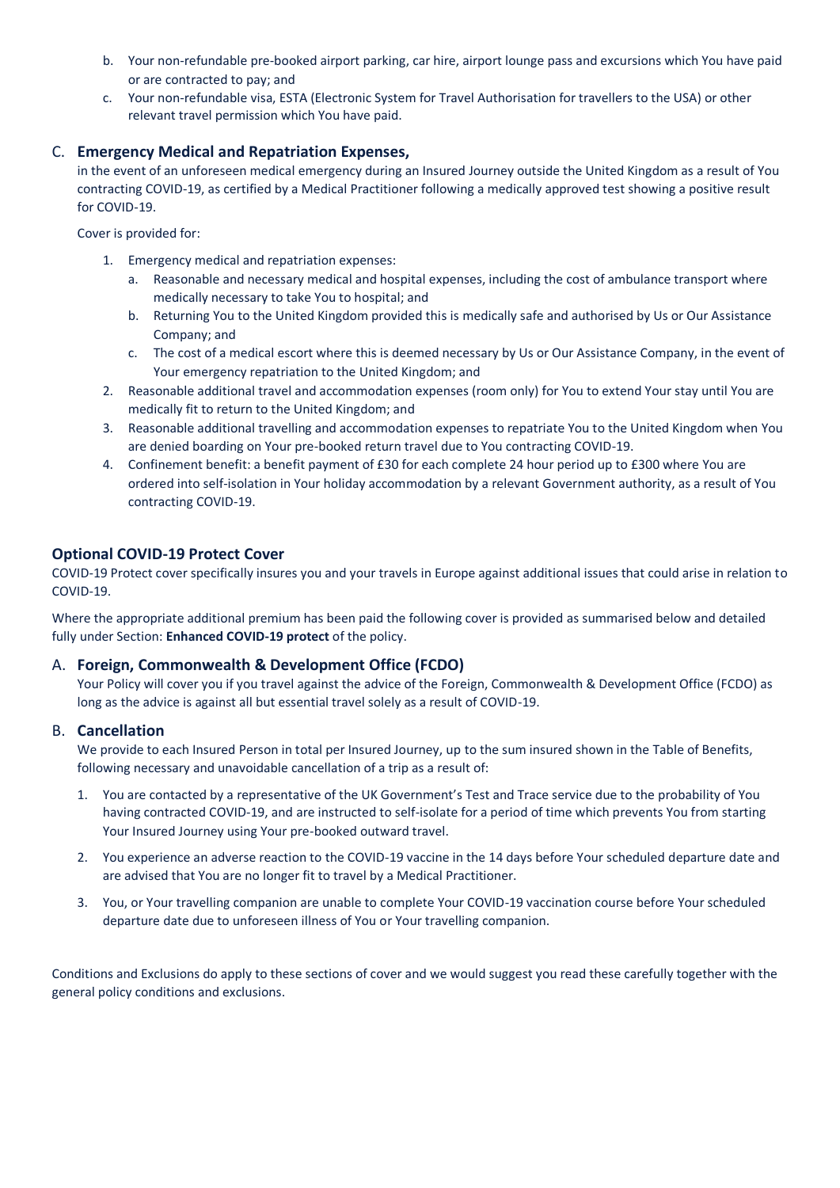b. Your non-refundable pre-booked airport parking, car hire, airport lounge pass and excursions which You have paid or are contracted to pay; and
c. Your non-refundable visa, ESTA (Electronic System for Travel Authorisation for travellers to the USA) or other relevant travel permission which You have paid.

### C. **Emergency Medical and Repatriation Expenses,**

in the event of an unforeseen medical emergency during an Insured Journey outside the United Kingdom as a result of You contracting COVID-19, as certified by a Medical Practitioner following a medically approved test showing a positive result for COVID-19.

Cover is provided for:

1. Emergency medical and repatriation expenses:
   a. Reasonable and necessary medical and hospital expenses, including the cost of ambulance transport where medically necessary to take You to hospital; and
   b. Returning You to the United Kingdom provided this is medically safe and authorised by Us or Our Assistance Company; and
   c. The cost of a medical escort where this is deemed necessary by Us or Our Assistance Company, in the event of Your emergency repatriation to the United Kingdom; and
2. Reasonable additional travel and accommodation expenses (room only) for You to extend Your stay until You are medically fit to return to the United Kingdom; and
3. Reasonable additional travelling and accommodation expenses to repatriate You to the United Kingdom when You are denied boarding on Your pre-booked return travel due to You contracting COVID-19.
4. Confinement benefit: a benefit payment of £30 for each complete 24 hour period up to £300 where You are ordered into self-isolation in Your holiday accommodation by a relevant Government authority, as a result of You contracting COVID-19.

## Optional COVID-19 Protect Cover

COVID-19 Protect cover specifically insures you and your travels in Europe against additional issues that could arise in relation to COVID-19.

Where the appropriate additional premium has been paid the following cover is provided as summarised below and detailed fully under Section: **Enhanced COVID-19 protect** of the policy.

### A. **Foreign, Commonwealth & Development Office (FCDO)**

Your Policy will cover you if you travel against the advice of the Foreign, Commonwealth & Development Office (FCDO) as long as the advice is against all but essential travel solely as a result of COVID-19.

### B. **Cancellation**

We provide to each Insured Person in total per Insured Journey, up to the sum insured shown in the Table of Benefits, following necessary and unavoidable cancellation of a trip as a result of:

1. You are contacted by a representative of the UK Government's Test and Trace service due to the probability of You having contracted COVID-19, and are instructed to self-isolate for a period of time which prevents You from starting Your Insured Journey using Your pre-booked outward travel.
2. You experience an adverse reaction to the COVID-19 vaccine in the 14 days before Your scheduled departure date and are advised that You are no longer fit to travel by a Medical Practitioner.
3. You, or Your travelling companion are unable to complete Your COVID-19 vaccination course before Your scheduled departure date due to unforeseen illness of You or Your travelling companion.

Conditions and Exclusions do apply to these sections of cover and we would suggest you read these carefully together with the general policy conditions and exclusions.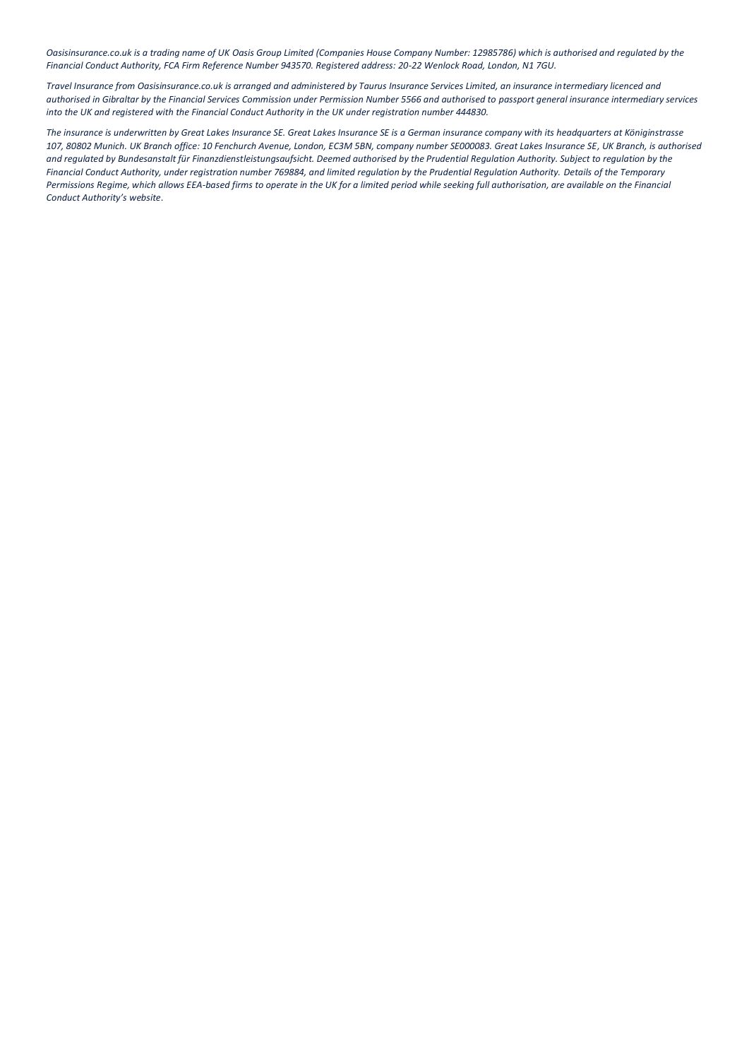*Oasisinsurance.co.uk is a trading name of UK Oasis Group Limited (Companies House Company Number: 12985786) which is authorised and regulated by the Financial Conduct Authority, FCA Firm Reference Number 943570. Registered address: 20-22 Wenlock Road, London, N1 7GU.*

*Travel Insurance from Oasisinsurance.co.uk is arranged and administered by Taurus Insurance Services Limited, an insurance intermediary licenced and authorised in Gibraltar by the Financial Services Commission under Permission Number 5566 and authorised to passport general insurance intermediary services into the UK and registered with the Financial Conduct Authority in the UK under registration number 444830.*

*The insurance is underwritten by Great Lakes Insurance SE. Great Lakes Insurance SE is a German insurance company with its headquarters at Königinstrasse 107, 80802 Munich. UK Branch office: 10 Fenchurch Avenue, London, EC3M 5BN, company number SE000083. Great Lakes Insurance SE, UK Branch, is authorised and regulated by Bundesanstalt für Finanzdienstleistungsaufsicht. Deemed authorised by the Prudential Regulation Authority. Subject to regulation by the Financial Conduct Authority, under registration number 769884, and limited regulation by the Prudential Regulation Authority. Details of the Temporary Permissions Regime, which allows EEA-based firms to operate in the UK for a limited period while seeking full authorisation, are available on the Financial Conduct Authority's website.*